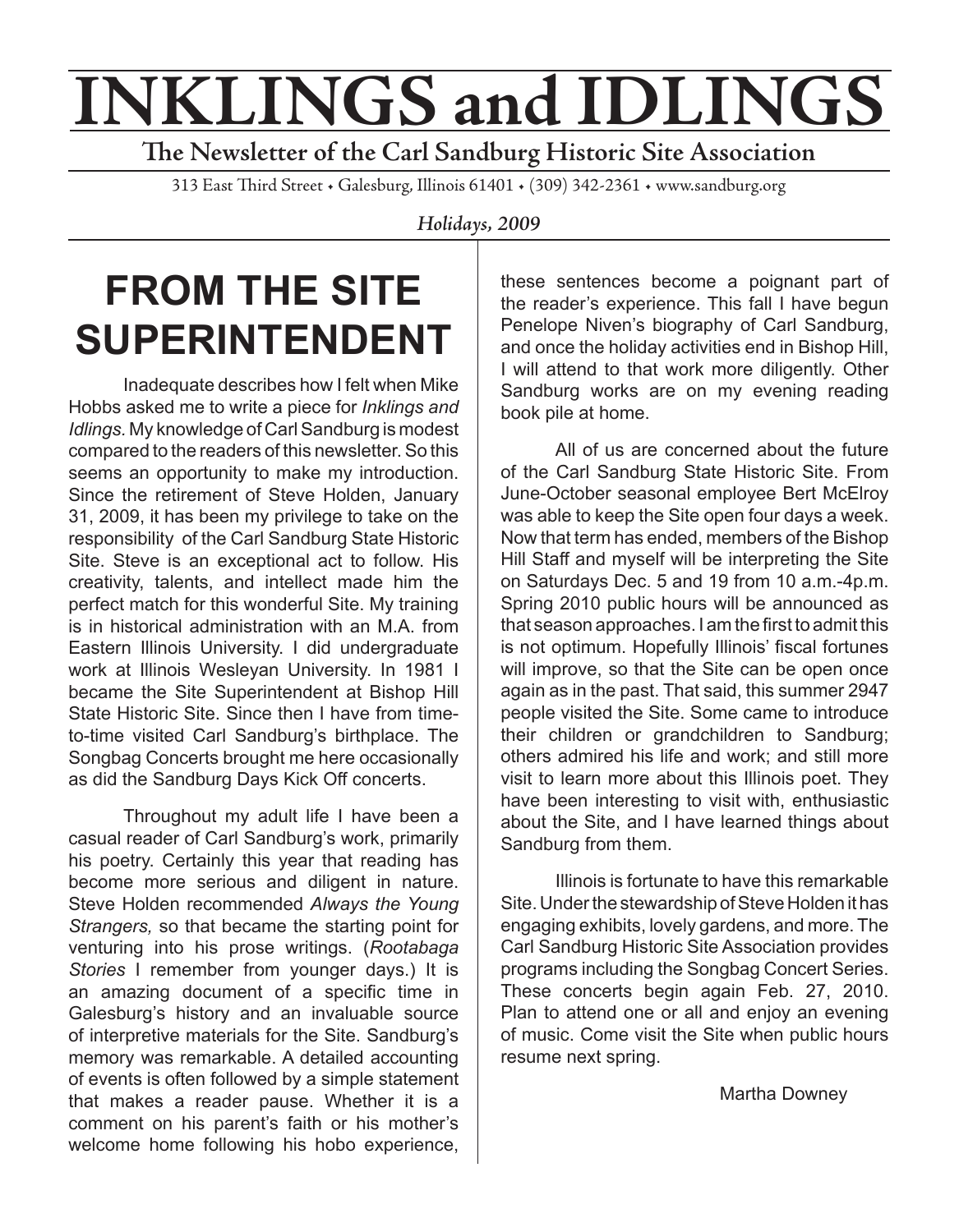# INKLINGS and IDLINGS

**The Newsletter of the Carl Sandburg Historic Site Association**

313 East Third Street • Galesburg, Illinois 61401 • (309) 342-2361 • www.sandburg.org

*Holidays, 2009*

## FROM THE SITE SUPERINTENDENT

Inadequate describes how I felt when Mike Hobbs asked me to write a piece for *Inklings and Idlings.* My knowledge of Carl Sandburg is modest compared to the readers of this newsletter. So this seems an opportunity to make my introduction. Since the retirement of Steve Holden, January 31, 2009, it has been my privilege to take on the responsibility of the Carl Sandburg State Historic Site. Steve is an exceptional act to follow. His creativity, talents, and intellect made him the perfect match for this wonderful Site. My training is in historical administration with an M.A. from Eastern Illinois University. I did undergraduate work at Illinois Wesleyan University. In 1981 I became the Site Superintendent at Bishop Hill State Historic Site. Since then I have from time-to-time visited Carl Sandburg's birthplace. The Songbag Concerts brought me here occasionally as did the Sandburg Days Kick Off concerts.

Throughout my adult life I have been a casual reader of Carl Sandburg's work, primarily his poetry. Certainly this year that reading has become more serious and diligent in nature. Steve Holden recommended *Always the Young Strangers,* so that became the starting point for venturing into his prose writings. (*Rootabaga Stories* I remember from younger days.) It is an amazing document of a specific time in Galesburg's history and an invaluable source of interpretive materials for the Site. Sandburg's memory was remarkable. A detailed accounting of events is often followed by a simple statement that makes a reader pause. Whether it is a comment on his parent's faith or his mother's welcome home following his hobo experience, these sentences become a poignant part of the reader's experience. This fall I have begun Penelope Niven's biography of Carl Sandburg, and once the holiday activities end in Bishop Hill, I will attend to that work more diligently. Other Sandburg works are on my evening reading book pile at home.

All of us are concerned about the future of the Carl Sandburg State Historic Site. From June-October seasonal employee Bert McElroy was able to keep the Site open four days a week. Now that term has ended, members of the Bishop Hill Staff and myself will be interpreting the Site on Saturdays Dec. 5 and 19 from 10 a.m.-4p.m. Spring 2010 public hours will be announced as that season approaches. I am the first to admit this is not optimum. Hopefully Illinois' fiscal fortunes will improve, so that the Site can be open once again as in the past. That said, this summer 2947 people visited the Site. Some came to introduce their children or grandchildren to Sandburg; others admired his life and work; and still more visit to learn more about this Illinois poet. They have been interesting to visit with, enthusiastic about the Site, and I have learned things about Sandburg from them.

Illinois is fortunate to have this remarkable Site. Under the stewardship of Steve Holden it has engaging exhibits, lovely gardens, and more. The Carl Sandburg Historic Site Association provides programs including the Songbag Concert Series. These concerts begin again Feb. 27, 2010. Plan to attend one or all and enjoy an evening of music. Come visit the Site when public hours resume next spring.

Martha Downey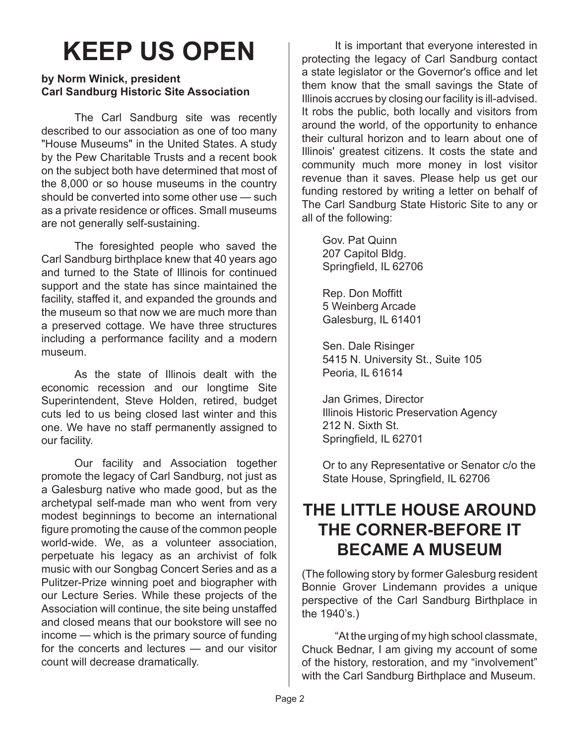# KEEP US OPEN

**by Norm Winick, president**
**Carl Sandburg Historic Site Association**

The Carl Sandburg site was recently described to our association as one of too many "House Museums" in the United States. A study by the Pew Charitable Trusts and a recent book on the subject both have determined that most of the 8,000 or so house museums in the country should be converted into some other use — such as a private residence or offices. Small museums are not generally self-sustaining.

The foresighted people who saved the Carl Sandburg birthplace knew that 40 years ago and turned to the State of Illinois for continued support and the state has since maintained the facility, staffed it, and expanded the grounds and the museum so that now we are much more than a preserved cottage. We have three structures including a performance facility and a modern museum.

As the state of Illinois dealt with the economic recession and our longtime Site Superintendent, Steve Holden, retired, budget cuts led to us being closed last winter and this one. We have no staff permanently assigned to our facility.

Our facility and Association together promote the legacy of Carl Sandburg, not just as a Galesburg native who made good, but as the archetypal self-made man who went from very modest beginnings to become an international figure promoting the cause of the common people world-wide. We, as a volunteer association, perpetuate his legacy as an archivist of folk music with our Songbag Concert Series and as a Pulitzer-Prize winning poet and biographer with our Lecture Series. While these projects of the Association will continue, the site being unstaffed and closed means that our bookstore will see no income — which is the primary source of funding for the concerts and lectures — and our visitor count will decrease dramatically.

It is important that everyone interested in protecting the legacy of Carl Sandburg contact a state legislator or the Governor's office and let them know that the small savings the State of Illinois accrues by closing our facility is ill-advised. It robs the public, both locally and visitors from around the world, of the opportunity to enhance their cultural horizon and to learn about one of Illinois' greatest citizens. It costs the state and community much more money in lost visitor revenue than it saves. Please help us get our funding restored by writing a letter on behalf of The Carl Sandburg State Historic Site to any or all of the following:

Gov. Pat Quinn
207 Capitol Bldg.
Springfield, IL 62706

Rep. Don Moffitt
5 Weinberg Arcade
Galesburg, IL 61401

Sen. Dale Risinger
5415 N. University St., Suite 105
Peoria, IL 61614

Jan Grimes, Director
Illinois Historic Preservation Agency
212 N. Sixth St.
Springfield, IL 62701

Or to any Representative or Senator c/o the State House, Springfield, IL 62706

## THE LITTLE HOUSE AROUND THE CORNER-BEFORE IT BECAME A MUSEUM

(The following story by former Galesburg resident Bonnie Grover Lindemann provides a unique perspective of the Carl Sandburg Birthplace in the 1940's.)

"At the urging of my high school classmate, Chuck Bednar, I am giving my account of some of the history, restoration, and my "involvement" with the Carl Sandburg Birthplace and Museum.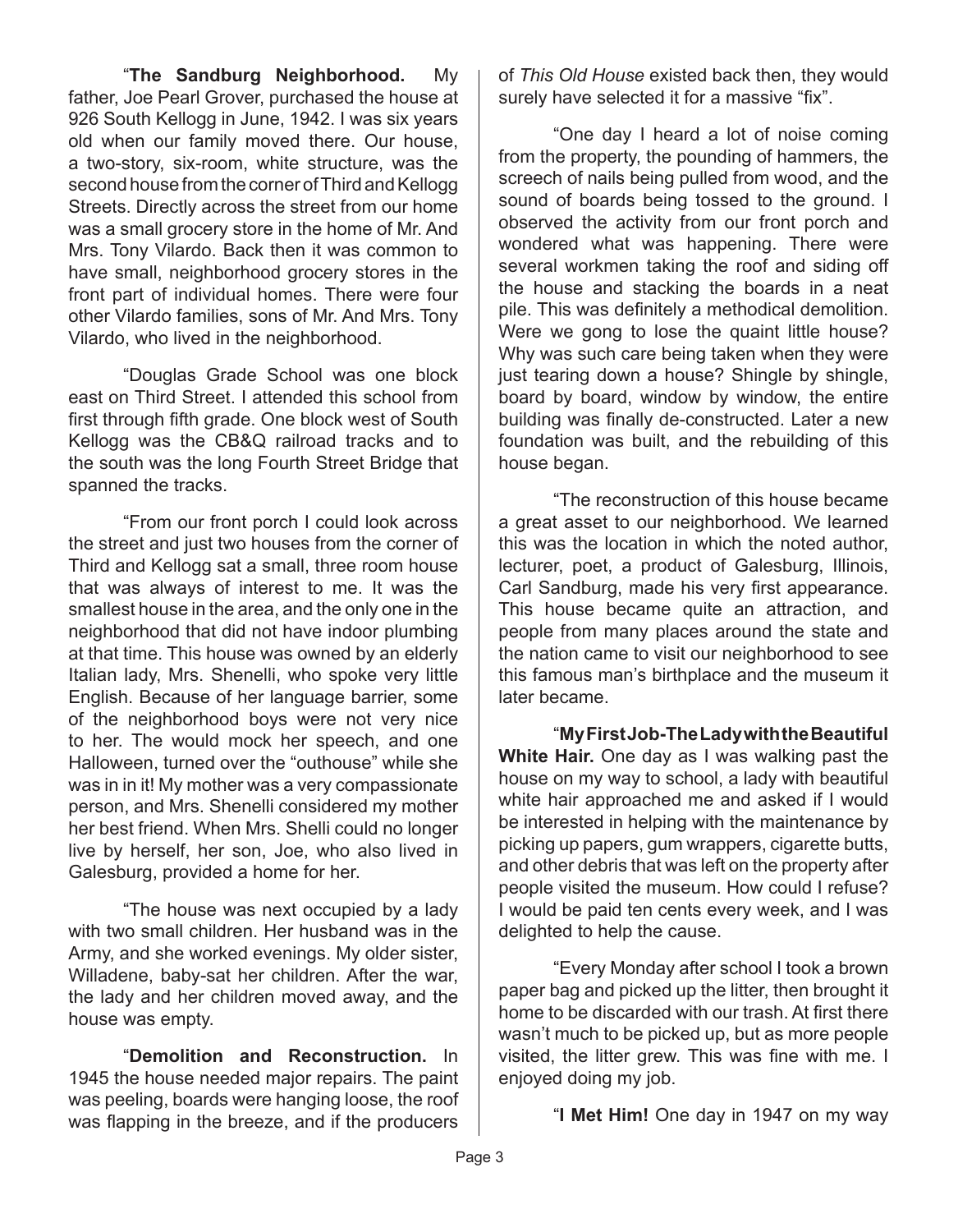"**The Sandburg Neighborhood.** My father, Joe Pearl Grover, purchased the house at 926 South Kellogg in June, 1942. I was six years old when our family moved there. Our house, a two-story, six-room, white structure, was the second house from the corner of Third and Kellogg Streets. Directly across the street from our home was a small grocery store in the home of Mr. And Mrs. Tony Vilardo. Back then it was common to have small, neighborhood grocery stores in the front part of individual homes. There were four other Vilardo families, sons of Mr. And Mrs. Tony Vilardo, who lived in the neighborhood.

"Douglas Grade School was one block east on Third Street. I attended this school from first through fifth grade. One block west of South Kellogg was the CB&Q railroad tracks and to the south was the long Fourth Street Bridge that spanned the tracks.

"From our front porch I could look across the street and just two houses from the corner of Third and Kellogg sat a small, three room house that was always of interest to me. It was the smallest house in the area, and the only one in the neighborhood that did not have indoor plumbing at that time. This house was owned by an elderly Italian lady, Mrs. Shenelli, who spoke very little English. Because of her language barrier, some of the neighborhood boys were not very nice to her. The would mock her speech, and one Halloween, turned over the "outhouse" while she was in in it! My mother was a very compassionate person, and Mrs. Shenelli considered my mother her best friend. When Mrs. Shelli could no longer live by herself, her son, Joe, who also lived in Galesburg, provided a home for her.

"The house was next occupied by a lady with two small children. Her husband was in the Army, and she worked evenings. My older sister, Willadene, baby-sat her children. After the war, the lady and her children moved away, and the house was empty.

"**Demolition and Reconstruction.** In 1945 the house needed major repairs. The paint was peeling, boards were hanging loose, the roof was flapping in the breeze, and if the producers of *This Old House* existed back then, they would surely have selected it for a massive "fix".

"One day I heard a lot of noise coming from the property, the pounding of hammers, the screech of nails being pulled from wood, and the sound of boards being tossed to the ground. I observed the activity from our front porch and wondered what was happening. There were several workmen taking the roof and siding off the house and stacking the boards in a neat pile. This was definitely a methodical demolition. Were we gong to lose the quaint little house? Why was such care being taken when they were just tearing down a house? Shingle by shingle, board by board, window by window, the entire building was finally de-constructed. Later a new foundation was built, and the rebuilding of this house began.

"The reconstruction of this house became a great asset to our neighborhood. We learned this was the location in which the noted author, lecturer, poet, a product of Galesburg, Illinois, Carl Sandburg, made his very first appearance. This house became quite an attraction, and people from many places around the state and the nation came to visit our neighborhood to see this famous man's birthplace and the museum it later became.

"**My First Job-The Lady with the Beautiful White Hair.** One day as I was walking past the house on my way to school, a lady with beautiful white hair approached me and asked if I would be interested in helping with the maintenance by picking up papers, gum wrappers, cigarette butts, and other debris that was left on the property after people visited the museum. How could I refuse? I would be paid ten cents every week, and I was delighted to help the cause.

"Every Monday after school I took a brown paper bag and picked up the litter, then brought it home to be discarded with our trash. At first there wasn't much to be picked up, but as more people visited, the litter grew. This was fine with me. I enjoyed doing my job.

"**I Met Him!** One day in 1947 on my way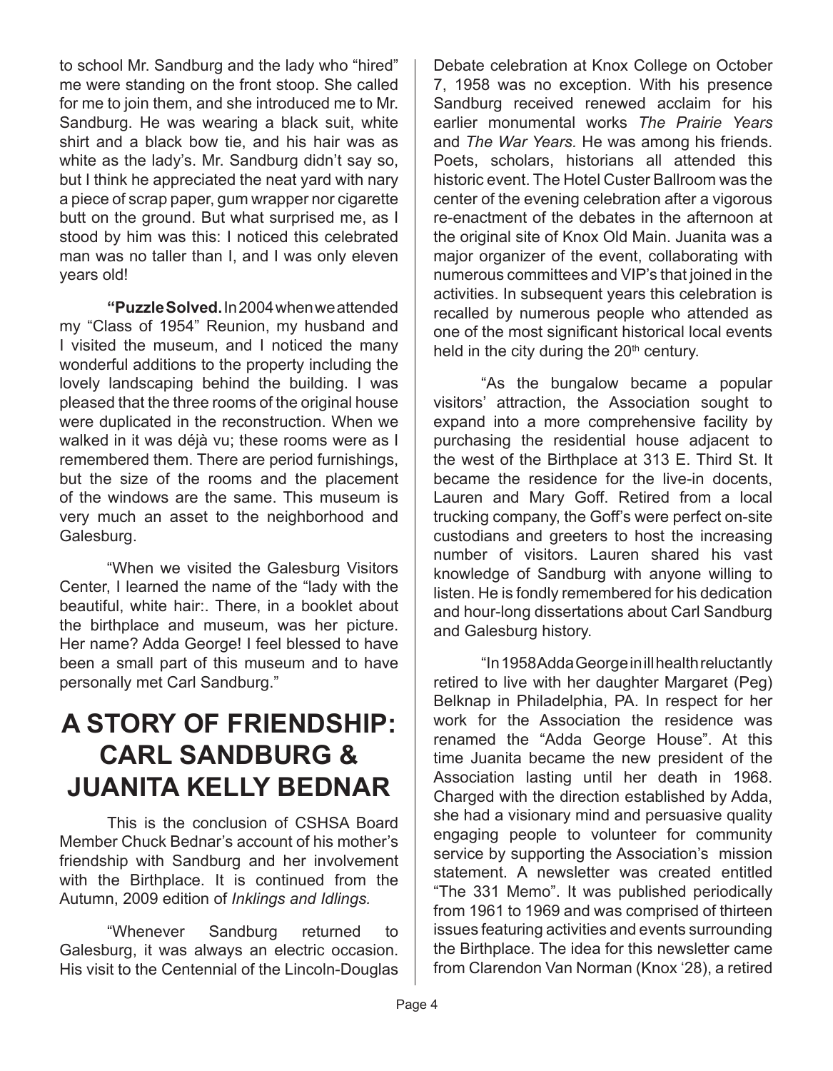to school Mr. Sandburg and the lady who "hired" me were standing on the front stoop. She called for me to join them, and she introduced me to Mr. Sandburg. He was wearing a black suit, white shirt and a black bow tie, and his hair was as white as the lady's. Mr. Sandburg didn't say so, but I think he appreciated the neat yard with nary a piece of scrap paper, gum wrapper nor cigarette butt on the ground. But what surprised me, as I stood by him was this: I noticed this celebrated man was no taller than I, and I was only eleven years old!

**"Puzzle Solved.** In 2004 when we attended my "Class of 1954" Reunion, my husband and I visited the museum, and I noticed the many wonderful additions to the property including the lovely landscaping behind the building. I was pleased that the three rooms of the original house were duplicated in the reconstruction. When we walked in it was déjà vu; these rooms were as I remembered them. There are period furnishings, but the size of the rooms and the placement of the windows are the same. This museum is very much an asset to the neighborhood and Galesburg.

"When we visited the Galesburg Visitors Center, I learned the name of the "lady with the beautiful, white hair:. There, in a booklet about the birthplace and museum, was her picture. Her name? Adda George! I feel blessed to have been a small part of this museum and to have personally met Carl Sandburg."

# A STORY OF FRIENDSHIP: CARL SANDBURG & JUANITA KELLY BEDNAR

This is the conclusion of CSHSA Board Member Chuck Bednar's account of his mother's friendship with Sandburg and her involvement with the Birthplace. It is continued from the Autumn, 2009 edition of *Inklings and Idlings.*

"Whenever Sandburg returned to Galesburg, it was always an electric occasion. His visit to the Centennial of the Lincoln-Douglas Debate celebration at Knox College on October 7, 1958 was no exception. With his presence Sandburg received renewed acclaim for his earlier monumental works *The Prairie Years* and *The War Years.* He was among his friends. Poets, scholars, historians all attended this historic event. The Hotel Custer Ballroom was the center of the evening celebration after a vigorous re-enactment of the debates in the afternoon at the original site of Knox Old Main. Juanita was a major organizer of the event, collaborating with numerous committees and VIP's that joined in the activities. In subsequent years this celebration is recalled by numerous people who attended as one of the most significant historical local events held in the city during the 20th century.

"As the bungalow became a popular visitors' attraction, the Association sought to expand into a more comprehensive facility by purchasing the residential house adjacent to the west of the Birthplace at 313 E. Third St. It became the residence for the live-in docents, Lauren and Mary Goff. Retired from a local trucking company, the Goff's were perfect on-site custodians and greeters to host the increasing number of visitors. Lauren shared his vast knowledge of Sandburg with anyone willing to listen. He is fondly remembered for his dedication and hour-long dissertations about Carl Sandburg and Galesburg history.

"In 1958 Adda George in ill health reluctantly retired to live with her daughter Margaret (Peg) Belknap in Philadelphia, PA. In respect for her work for the Association the residence was renamed the "Adda George House". At this time Juanita became the new president of the Association lasting until her death in 1968. Charged with the direction established by Adda, she had a visionary mind and persuasive quality engaging people to volunteer for community service by supporting the Association's mission statement. A newsletter was created entitled "The 331 Memo". It was published periodically from 1961 to 1969 and was comprised of thirteen issues featuring activities and events surrounding the Birthplace. The idea for this newsletter came from Clarendon Van Norman (Knox '28), a retired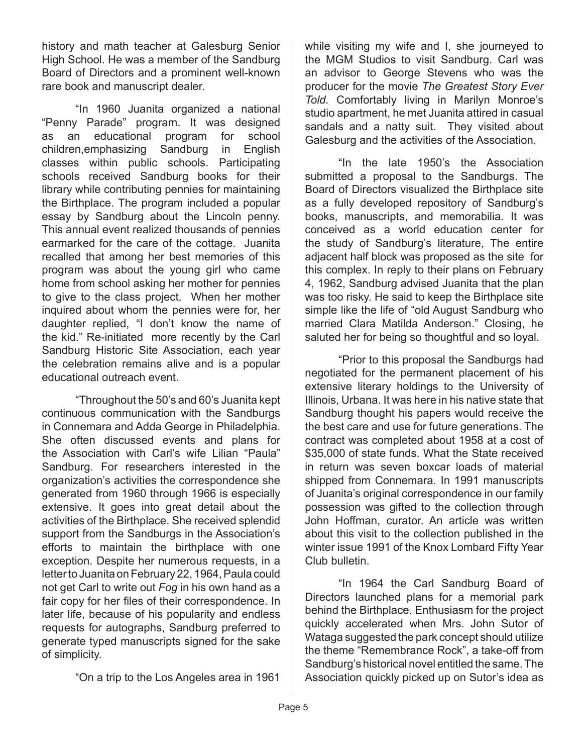history and math teacher at Galesburg Senior High School. He was a member of the Sandburg Board of Directors and a prominent well-known rare book and manuscript dealer.

"In 1960 Juanita organized a national "Penny Parade" program. It was designed as an educational program for school children,emphasizing Sandburg in English classes within public schools. Participating schools received Sandburg books for their library while contributing pennies for maintaining the Birthplace. The program included a popular essay by Sandburg about the Lincoln penny. This annual event realized thousands of pennies earmarked for the care of the cottage. Juanita recalled that among her best memories of this program was about the young girl who came home from school asking her mother for pennies to give to the class project. When her mother inquired about whom the pennies were for, her daughter replied, "I don't know the name of the kid." Re-initiated more recently by the Carl Sandburg Historic Site Association, each year the celebration remains alive and is a popular educational outreach event.

"Throughout the 50's and 60's Juanita kept continuous communication with the Sandburgs in Connemara and Adda George in Philadelphia. She often discussed events and plans for the Association with Carl's wife Lilian "Paula" Sandburg. For researchers interested in the organization's activities the correspondence she generated from 1960 through 1966 is especially extensive. It goes into great detail about the activities of the Birthplace. She received splendid support from the Sandburgs in the Association's efforts to maintain the birthplace with one exception. Despite her numerous requests, in a letter to Juanita on February 22, 1964, Paula could not get Carl to write out *Fog* in his own hand as a fair copy for her files of their correspondence. In later life, because of his popularity and endless requests for autographs, Sandburg preferred to generate typed manuscripts signed for the sake of simplicity.

"On a trip to the Los Angeles area in 1961 while visiting my wife and I, she journeyed to the MGM Studios to visit Sandburg. Carl was an advisor to George Stevens who was the producer for the movie *The Greatest Story Ever Told*. Comfortably living in Marilyn Monroe's studio apartment, he met Juanita attired in casual sandals and a natty suit. They visited about Galesburg and the activities of the Association.

"In the late 1950's the Association submitted a proposal to the Sandburgs. The Board of Directors visualized the Birthplace site as a fully developed repository of Sandburg's books, manuscripts, and memorabilia. It was conceived as a world education center for the study of Sandburg's literature, The entire adjacent half block was proposed as the site for this complex. In reply to their plans on February 4, 1962, Sandburg advised Juanita that the plan was too risky. He said to keep the Birthplace site simple like the life of "old August Sandburg who married Clara Matilda Anderson." Closing, he saluted her for being so thoughtful and so loyal.

"Prior to this proposal the Sandburgs had negotiated for the permanent placement of his extensive literary holdings to the University of Illinois, Urbana. It was here in his native state that Sandburg thought his papers would receive the the best care and use for future generations. The contract was completed about 1958 at a cost of $35,000 of state funds. What the State received in return was seven boxcar loads of material shipped from Connemara. In 1991 manuscripts of Juanita's original correspondence in our family possession was gifted to the collection through John Hoffman, curator. An article was written about this visit to the collection published in the winter issue 1991 of the Knox Lombard Fifty Year Club bulletin.

"In 1964 the Carl Sandburg Board of Directors launched plans for a memorial park behind the Birthplace. Enthusiasm for the project quickly accelerated when Mrs. John Sutor of Wataga suggested the park concept should utilize the theme "Remembrance Rock", a take-off from Sandburg's historical novel entitled the same. The Association quickly picked up on Sutor's idea as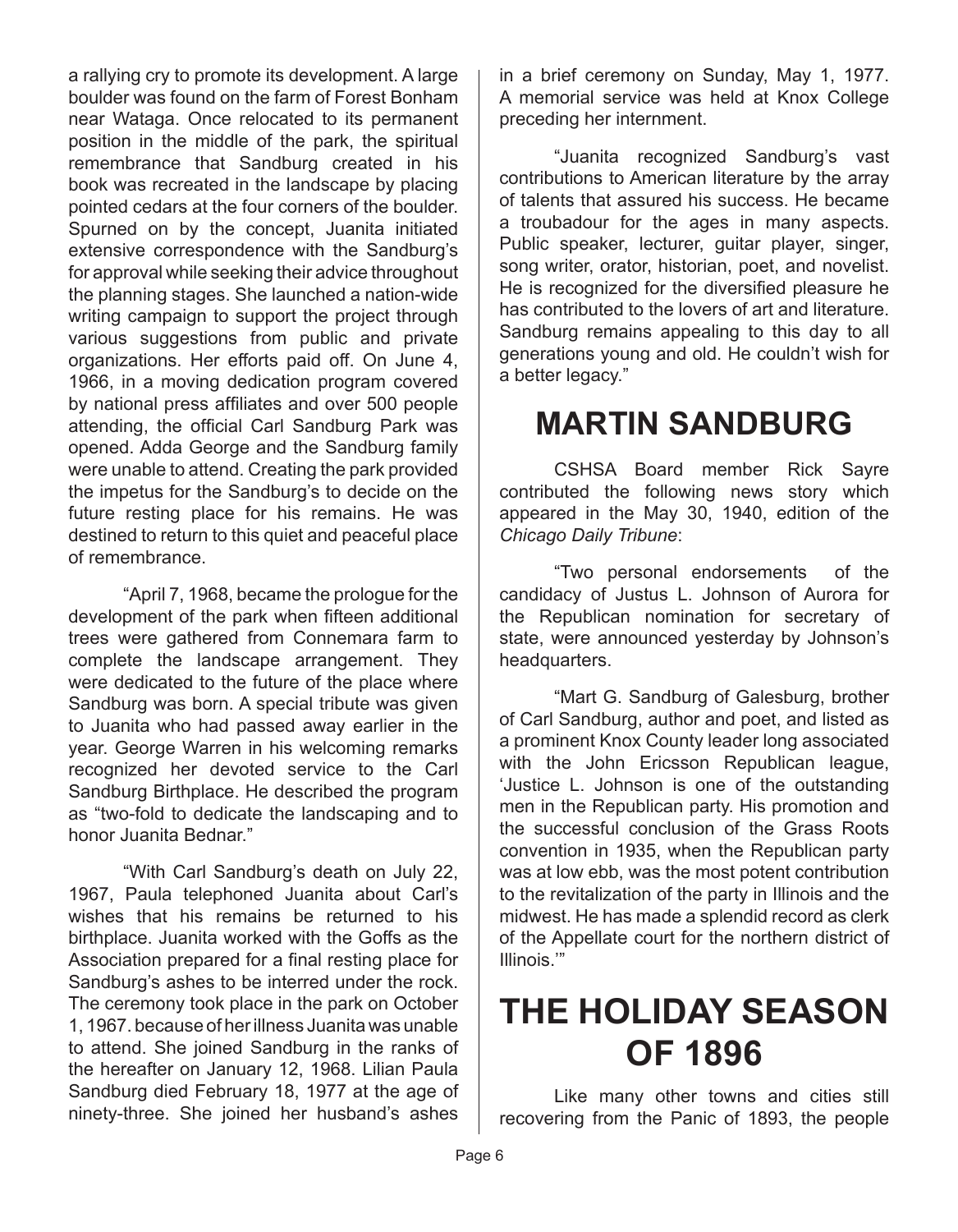a rallying cry to promote its development. A large boulder was found on the farm of Forest Bonham near Wataga. Once relocated to its permanent position in the middle of the park, the spiritual remembrance that Sandburg created in his book was recreated in the landscape by placing pointed cedars at the four corners of the boulder. Spurned on by the concept, Juanita initiated extensive correspondence with the Sandburg's for approval while seeking their advice throughout the planning stages. She launched a nation-wide writing campaign to support the project through various suggestions from public and private organizations. Her efforts paid off. On June 4, 1966, in a moving dedication program covered by national press affiliates and over 500 people attending, the official Carl Sandburg Park was opened. Adda George and the Sandburg family were unable to attend. Creating the park provided the impetus for the Sandburg's to decide on the future resting place for his remains. He was destined to return to this quiet and peaceful place of remembrance.

"April 7, 1968, became the prologue for the development of the park when fifteen additional trees were gathered from Connemara farm to complete the landscape arrangement. They were dedicated to the future of the place where Sandburg was born. A special tribute was given to Juanita who had passed away earlier in the year. George Warren in his welcoming remarks recognized her devoted service to the Carl Sandburg Birthplace. He described the program as "two-fold to dedicate the landscaping and to honor Juanita Bednar."

"With Carl Sandburg's death on July 22, 1967, Paula telephoned Juanita about Carl's wishes that his remains be returned to his birthplace. Juanita worked with the Goffs as the Association prepared for a final resting place for Sandburg's ashes to be interred under the rock. The ceremony took place in the park on October 1, 1967. because of her illness Juanita was unable to attend. She joined Sandburg in the ranks of the hereafter on January 12, 1968. Lilian Paula Sandburg died February 18, 1977 at the age of ninety-three. She joined her husband's ashes in a brief ceremony on Sunday, May 1, 1977. A memorial service was held at Knox College preceding her internment.

"Juanita recognized Sandburg's vast contributions to American literature by the array of talents that assured his success. He became a troubadour for the ages in many aspects. Public speaker, lecturer, guitar player, singer, song writer, orator, historian, poet, and novelist. He is recognized for the diversified pleasure he has contributed to the lovers of art and literature. Sandburg remains appealing to this day to all generations young and old. He couldn't wish for a better legacy."

# MARTIN SANDBURG

CSHSA Board member Rick Sayre contributed the following news story which appeared in the May 30, 1940, edition of the *Chicago Daily Tribune*:

"Two personal endorsements of the candidacy of Justus L. Johnson of Aurora for the Republican nomination for secretary of state, were announced yesterday by Johnson's headquarters.

"Mart G. Sandburg of Galesburg, brother of Carl Sandburg, author and poet, and listed as a prominent Knox County leader long associated with the John Ericsson Republican league, 'Justice L. Johnson is one of the outstanding men in the Republican party. His promotion and the successful conclusion of the Grass Roots convention in 1935, when the Republican party was at low ebb, was the most potent contribution to the revitalization of the party in Illinois and the midwest. He has made a splendid record as clerk of the Appellate court for the northern district of Illinois.'"

# THE HOLIDAY SEASON OF 1896

Like many other towns and cities still recovering from the Panic of 1893, the people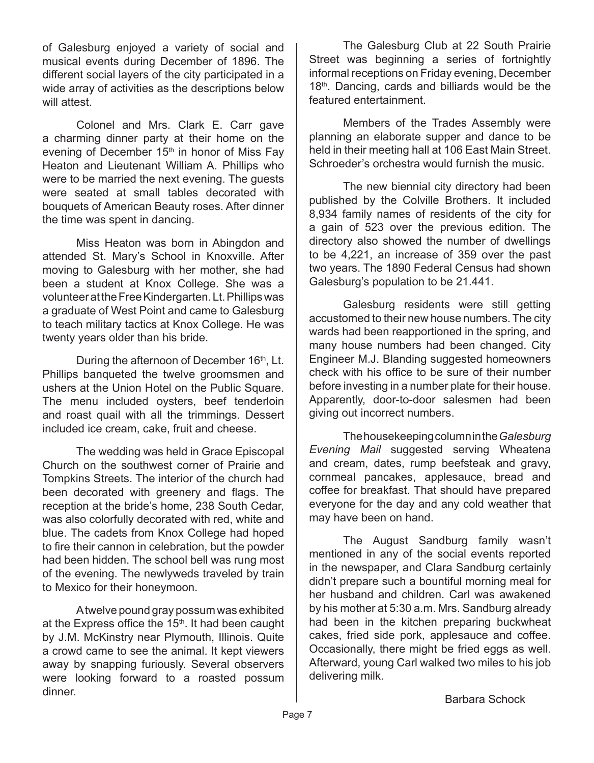of Galesburg enjoyed a variety of social and musical events during December of 1896. The different social layers of the city participated in a wide array of activities as the descriptions below will attest.

Colonel and Mrs. Clark E. Carr gave a charming dinner party at their home on the evening of December 15th in honor of Miss Fay Heaton and Lieutenant William A. Phillips who were to be married the next evening. The guests were seated at small tables decorated with bouquets of American Beauty roses. After dinner the time was spent in dancing.

Miss Heaton was born in Abingdon and attended St. Mary's School in Knoxville. After moving to Galesburg with her mother, she had been a student at Knox College. She was a volunteer at the Free Kindergarten. Lt. Phillips was a graduate of West Point and came to Galesburg to teach military tactics at Knox College. He was twenty years older than his bride.

During the afternoon of December 16th, Lt. Phillips banqueted the twelve groomsmen and ushers at the Union Hotel on the Public Square. The menu included oysters, beef tenderloin and roast quail with all the trimmings. Dessert included ice cream, cake, fruit and cheese.

The wedding was held in Grace Episcopal Church on the southwest corner of Prairie and Tompkins Streets. The interior of the church had been decorated with greenery and flags. The reception at the bride's home, 238 South Cedar, was also colorfully decorated with red, white and blue. The cadets from Knox College had hoped to fire their cannon in celebration, but the powder had been hidden. The school bell was rung most of the evening. The newlyweds traveled by train to Mexico for their honeymoon.

A twelve pound gray possum was exhibited at the Express office the 15th. It had been caught by J.M. McKinstry near Plymouth, Illinois. Quite a crowd came to see the animal. It kept viewers away by snapping furiously. Several observers were looking forward to a roasted possum dinner.

The Galesburg Club at 22 South Prairie Street was beginning a series of fortnightly informal receptions on Friday evening, December 18th. Dancing, cards and billiards would be the featured entertainment.

Members of the Trades Assembly were planning an elaborate supper and dance to be held in their meeting hall at 106 East Main Street. Schroeder's orchestra would furnish the music.

The new biennial city directory had been published by the Colville Brothers. It included 8,934 family names of residents of the city for a gain of 523 over the previous edition. The directory also showed the number of dwellings to be 4,221, an increase of 359 over the past two years. The 1890 Federal Census had shown Galesburg's population to be 21.441.

Galesburg residents were still getting accustomed to their new house numbers. The city wards had been reapportioned in the spring, and many house numbers had been changed. City Engineer M.J. Blanding suggested homeowners check with his office to be sure of their number before investing in a number plate for their house. Apparently, door-to-door salesmen had been giving out incorrect numbers.

The housekeeping column in the *Galesburg Evening Mail* suggested serving Wheatena and cream, dates, rump beefsteak and gravy, cornmeal pancakes, applesauce, bread and coffee for breakfast. That should have prepared everyone for the day and any cold weather that may have been on hand.

The August Sandburg family wasn't mentioned in any of the social events reported in the newspaper, and Clara Sandburg certainly didn't prepare such a bountiful morning meal for her husband and children. Carl was awakened by his mother at 5:30 a.m. Mrs. Sandburg already had been in the kitchen preparing buckwheat cakes, fried side pork, applesauce and coffee. Occasionally, there might be fried eggs as well. Afterward, young Carl walked two miles to his job delivering milk.

Barbara Schock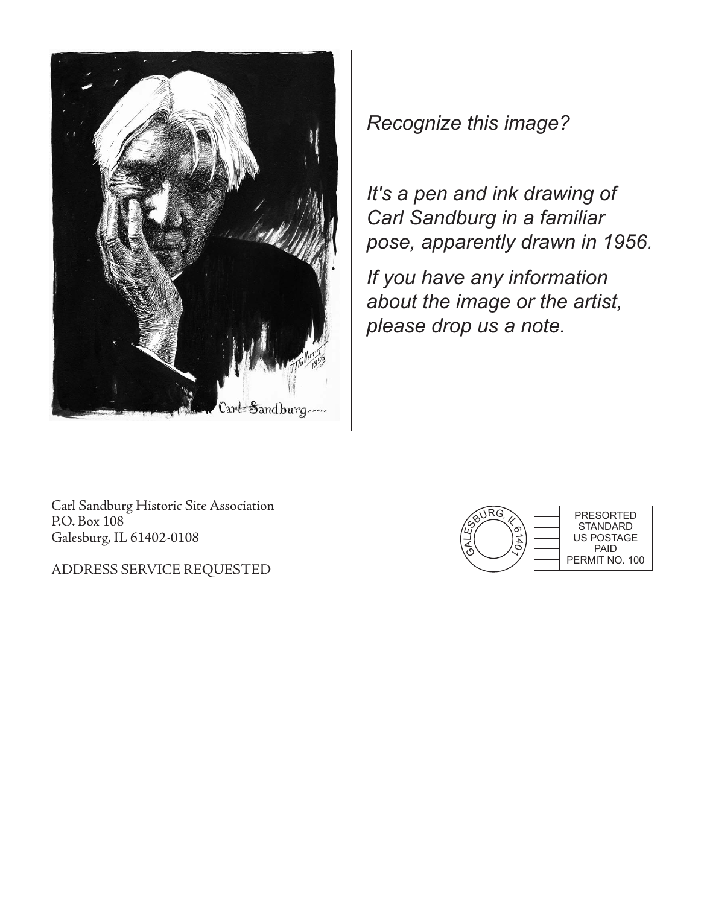*Recognize this image?*

*It's a pen and ink drawing of Carl Sandburg in a familiar pose, apparently drawn in 1956.*

*If you have any information about the image or the artist, please drop us a note.*

Carl Sandburg Historic Site Association
P.O. Box 108
Galesburg, IL 61402-0108

ADDRESS SERVICE REQUESTED

GALESBURG, IL 61401

PRESORTED
STANDARD
US POSTAGE
PAID
PERMIT NO. 100